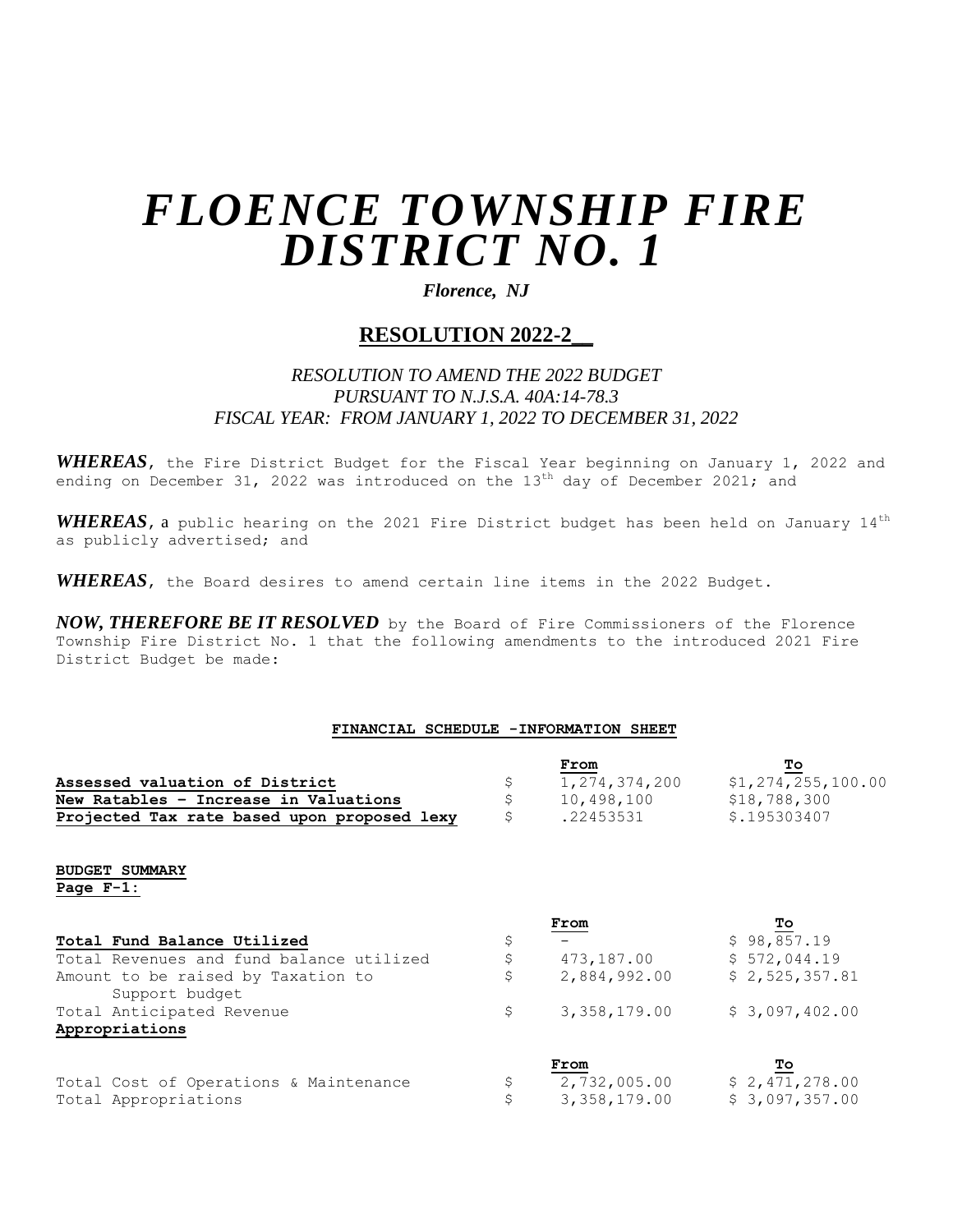# *FLOENCE TOWNSHIP FIRE DISTRICT NO. 1*

***Florence, NJ***

## RESOLUTION 2022-2__

*RESOLUTION TO AMEND THE 2022 BUDGET*
*PURSUANT TO N.J.S.A. 40A:14-78.3*
*FISCAL YEAR: FROM JANUARY 1, 2022 TO DECEMBER 31, 2022*

***WHEREAS***, the Fire District Budget for the Fiscal Year beginning on January 1, 2022 and ending on December 31, 2022 was introduced on the 13th day of December 2021; and

***WHEREAS***, a public hearing on the 2021 Fire District budget has been held on January 14th as publicly advertised; and

***WHEREAS***, the Board desires to amend certain line items in the 2022 Budget.

***NOW, THEREFORE BE IT RESOLVED*** by the Board of Fire Commissioners of the Florence Township Fire District No. 1 that the following amendments to the introduced 2021 Fire District Budget be made:

**FINANCIAL SCHEDULE -INFORMATION SHEET**

| | | From | To |
|---|---|---|---|
| **Assessed valuation of District** | $ | 1,274,374,200 | $1,274,255,100.00 |
| **New Ratables – Increase in Valuations** | $ | 10,498,100 | $18,788,300 |
| **Projected Tax rate based upon proposed lexy** | $ | .22453531 | $.195303407 |

**BUDGET SUMMARY**
**Page F-1:**

| | | From | To |
|---|---|---|---|
| **Total Fund Balance Utilized** | $ | - | $ 98,857.19 |
| Total Revenues and fund balance utilized | $ | 473,187.00 | $ 572,044.19 |
| Amount to be raised by Taxation to Support budget | $ | 2,884,992.00 | $ 2,525,357.81 |
| Total Anticipated Revenue | $ | 3,358,179.00 | $ 3,097,402.00 |

**Appropriations**

| | | From | To |
|---|---|---|---|
| Total Cost of Operations & Maintenance | $ | 2,732,005.00 | $ 2,471,278.00 |
| Total Appropriations | $ | 3,358,179.00 | $ 3,097,357.00 |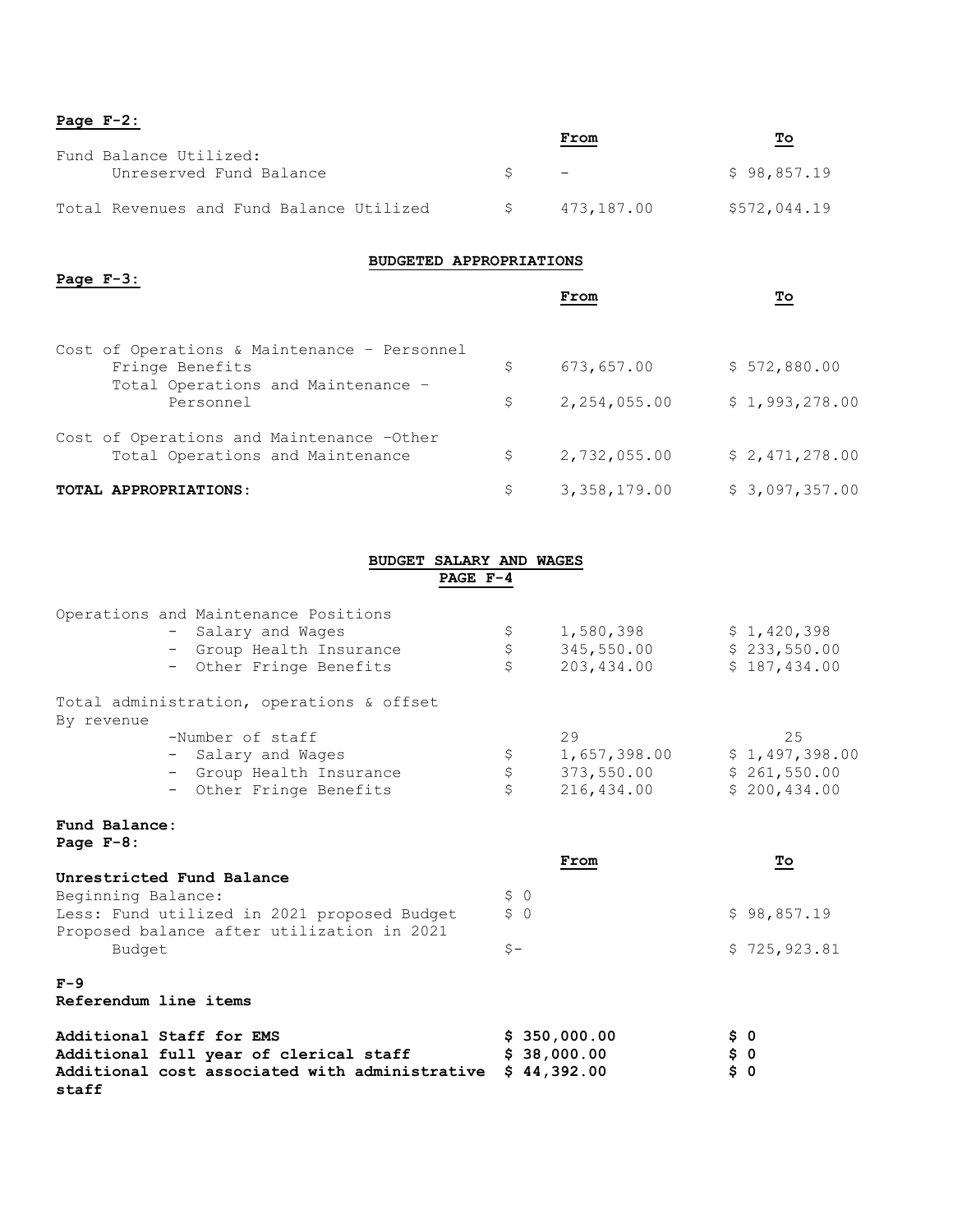**Page F-2:**

| | From | To |
|---|---|---|
| Fund Balance Utilized: | | |
| Unreserved Fund Balance | $ - | $ 98,857.19 |
| Total Revenues and Fund Balance Utilized | $ 473,187.00 | $572,044.19 |

**BUDGETED APPROPRIATIONS**

**Page F-3:**

| | From | To |
|---|---|---|
| Cost of Operations & Maintenance – Personnel | | |
| Fringe Benefits | $ 673,657.00 | $ 572,880.00 |
| Total Operations and Maintenance – Personnel | $ 2,254,055.00 | $ 1,993,278.00 |
| Cost of Operations and Maintenance –Other | | |
| Total Operations and Maintenance | $ 2,732,055.00 | $ 2,471,278.00 |
| **TOTAL APPROPRIATIONS:** | $ 3,358,179.00 | $ 3,097,357.00 |

**BUDGET SALARY AND WAGES**
**PAGE F-4**

| | From | To |
|---|---|---|
| Operations and Maintenance Positions | | |
| - Salary and Wages | $ 1,580,398 | $ 1,420,398 |
| - Group Health Insurance | $ 345,550.00 | $ 233,550.00 |
| - Other Fringe Benefits | $ 203,434.00 | $ 187,434.00 |
| Total administration, operations & offset By revenue | | |
| -Number of staff | 29 | 25 |
| - Salary and Wages | $ 1,657,398.00 | $ 1,497,398.00 |
| - Group Health Insurance | $ 373,550.00 | $ 261,550.00 |
| - Other Fringe Benefits | $ 216,434.00 | $ 200,434.00 |

**Fund Balance:**
**Page F-8:**

| | From | To |
|---|---|---|
| **Unrestricted Fund Balance** | | |
| Beginning Balance: | $ 0 | |
| Less: Fund utilized in 2021 proposed Budget | $ 0 | $ 98,857.19 |
| Proposed balance after utilization in 2021 Budget | $- | $ 725,923.81 |

**F-9**
**Referendum line items**

| | | |
|---|---|---|
| **Additional Staff for EMS** | **$ 350,000.00** | **$ 0** |
| **Additional full year of clerical staff** | **$ 38,000.00** | **$ 0** |
| **Additional cost associated with administrative staff** | **$ 44,392.00** | **$ 0** |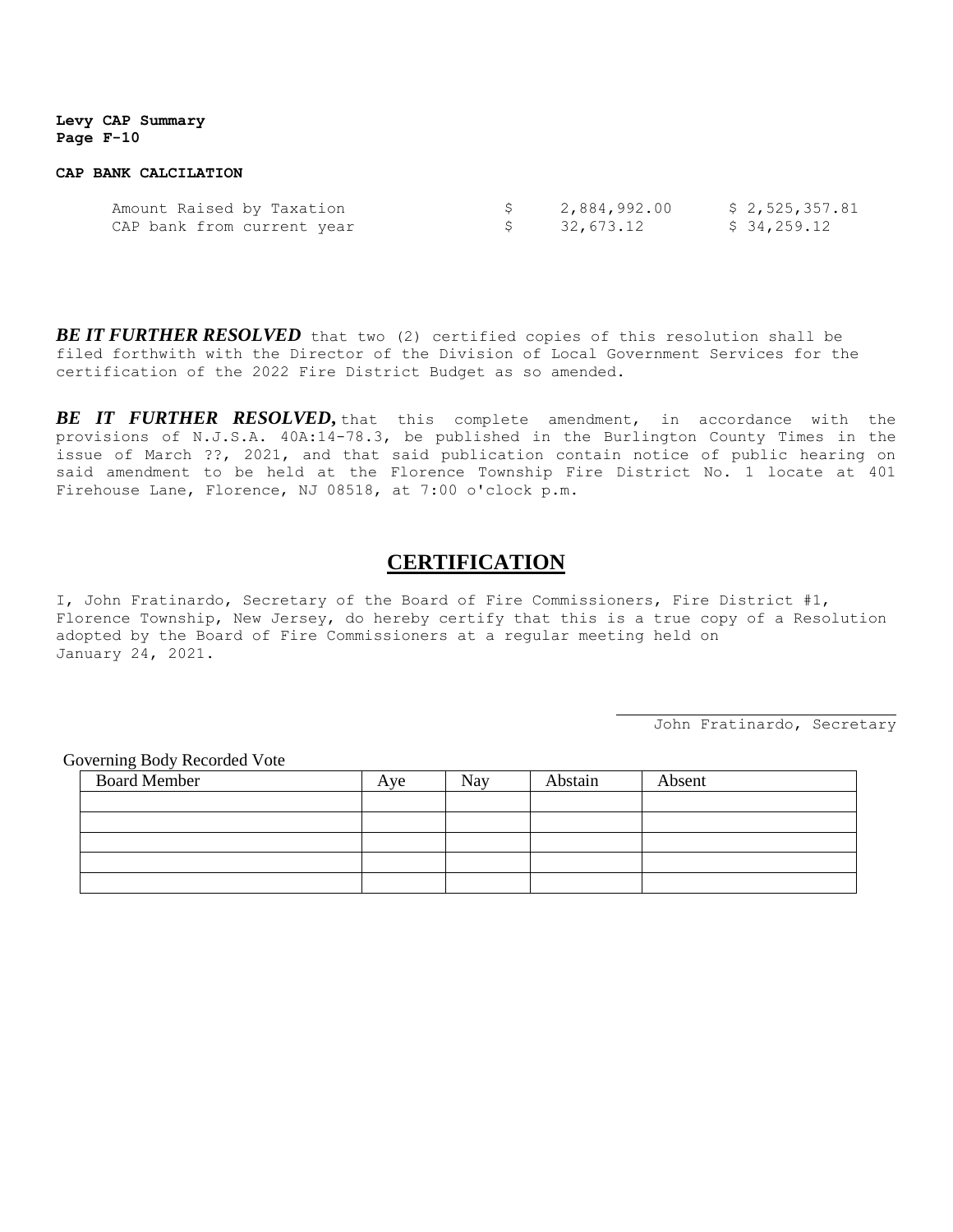**Levy CAP Summary**
**Page F-10**

**CAP BANK CALCILATION**

| | | | |
|---|---|---|---|
| Amount Raised by Taxation | $ | 2,884,992.00 | $ 2,525,357.81 |
| CAP bank from current year | $ | 32,673.12 | $ 34,259.12 |

***BE IT FURTHER RESOLVED*** that two (2) certified copies of this resolution shall be filed forthwith with the Director of the Division of Local Government Services for the certification of the 2022 Fire District Budget as so amended.

***BE IT FURTHER RESOLVED,*** that this complete amendment, in accordance with the provisions of N.J.S.A. 40A:14-78.3, be published in the Burlington County Times in the issue of March ??, 2021, and that said publication contain notice of public hearing on said amendment to be held at the Florence Township Fire District No. 1 locate at 401 Firehouse Lane, Florence, NJ 08518, at 7:00 o'clock p.m.

## CERTIFICATION

I, John Fratinardo, Secretary of the Board of Fire Commissioners, Fire District #1, Florence Township, New Jersey, do hereby certify that this is a true copy of a Resolution adopted by the Board of Fire Commissioners at a regular meeting held on January 24, 2021.

John Fratinardo, Secretary

Governing Body Recorded Vote

| Board Member | Aye | Nay | Abstain | Absent |
|---|---|---|---|---|
| | | | | |
| | | | | |
| | | | | |
| | | | | |
| | | | | |